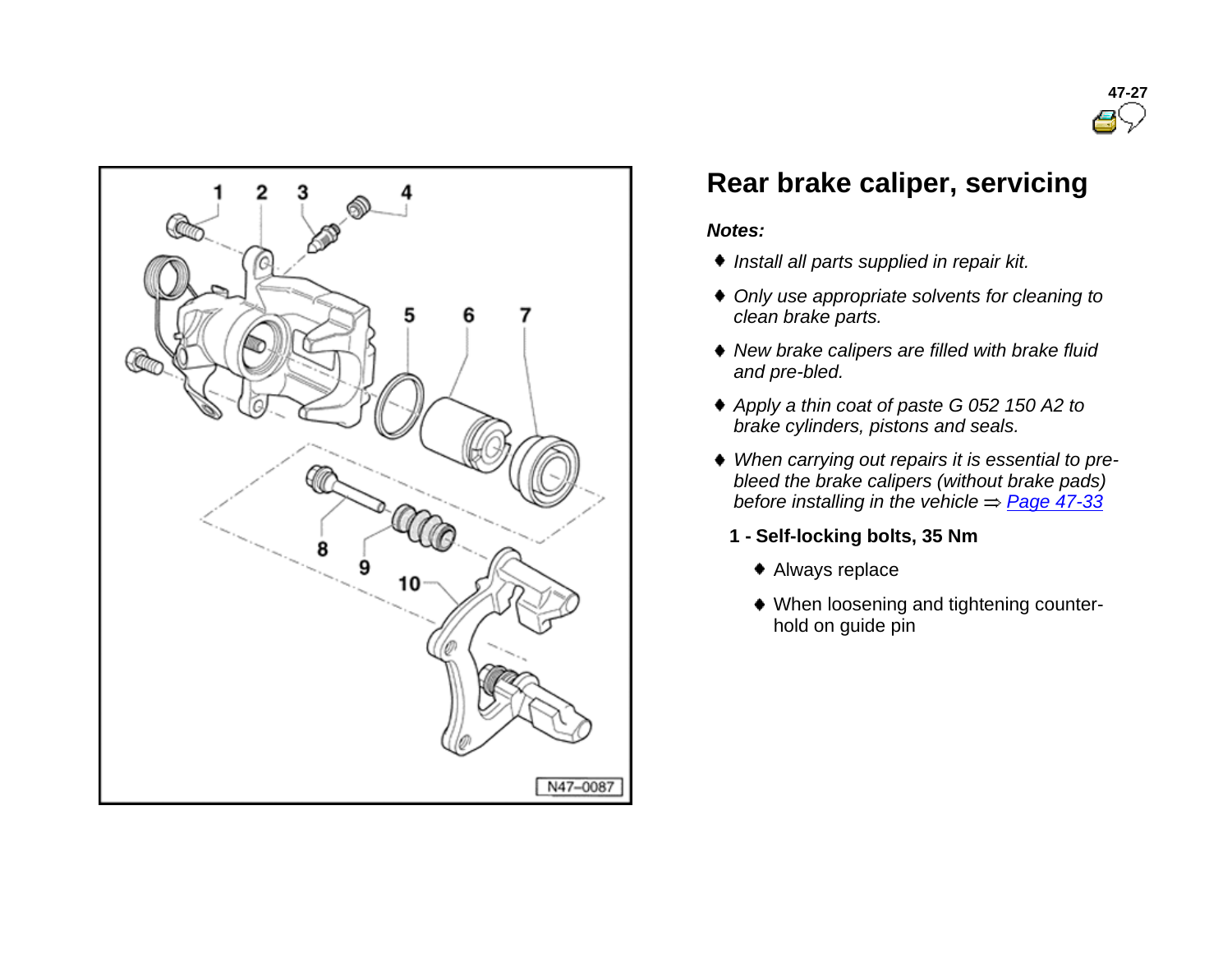## Rear brake caliper, servicing

***Notes:***

- *Install all parts supplied in repair kit.*
- *Only use appropriate solvents for cleaning to clean brake parts.*
- *New brake calipers are filled with brake fluid and pre-bled.*
- *Apply a thin coat of paste G 052 150 A2 to brake cylinders, pistons and seals.*
- *When carrying out repairs it is essential to pre-bleed the brake calipers (without brake pads) before installing in the vehicle ⇒ Page 47-33*

**1 - Self-locking bolts, 35 Nm**

- Always replace
- When loosening and tightening counter-hold on guide pin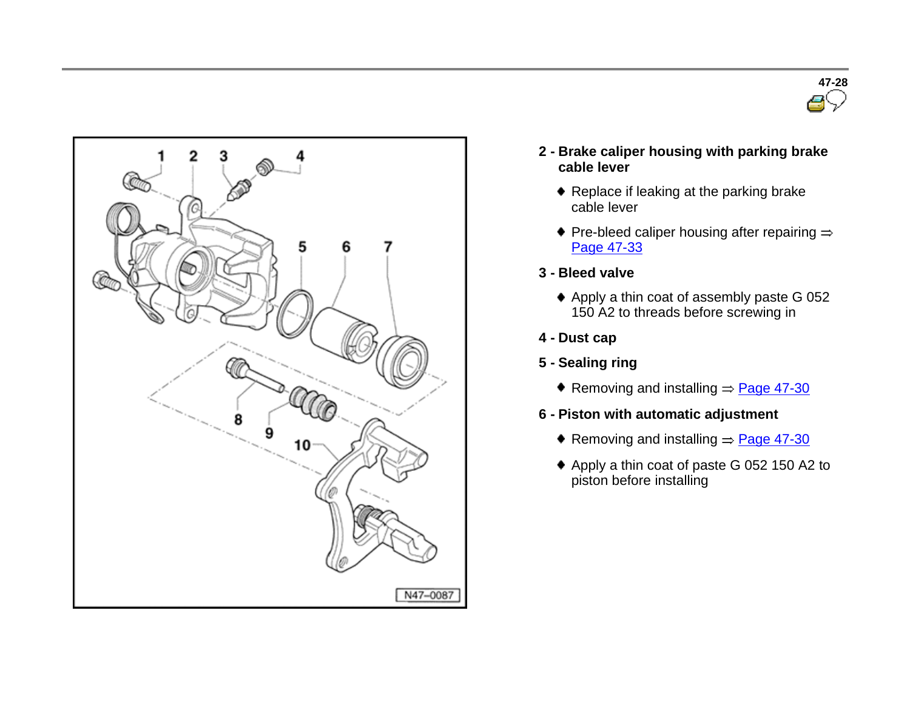**2 - Brake caliper housing with parking brake cable lever**

- Replace if leaking at the parking brake cable lever
- Pre-bleed caliper housing after repairing ⇒ Page 47-33

**3 - Bleed valve**

- Apply a thin coat of assembly paste G 052 150 A2 to threads before screwing in

**4 - Dust cap**

**5 - Sealing ring**

- Removing and installing ⇒ Page 47-30

**6 - Piston with automatic adjustment**

- Removing and installing ⇒ Page 47-30
- Apply a thin coat of paste G 052 150 A2 to piston before installing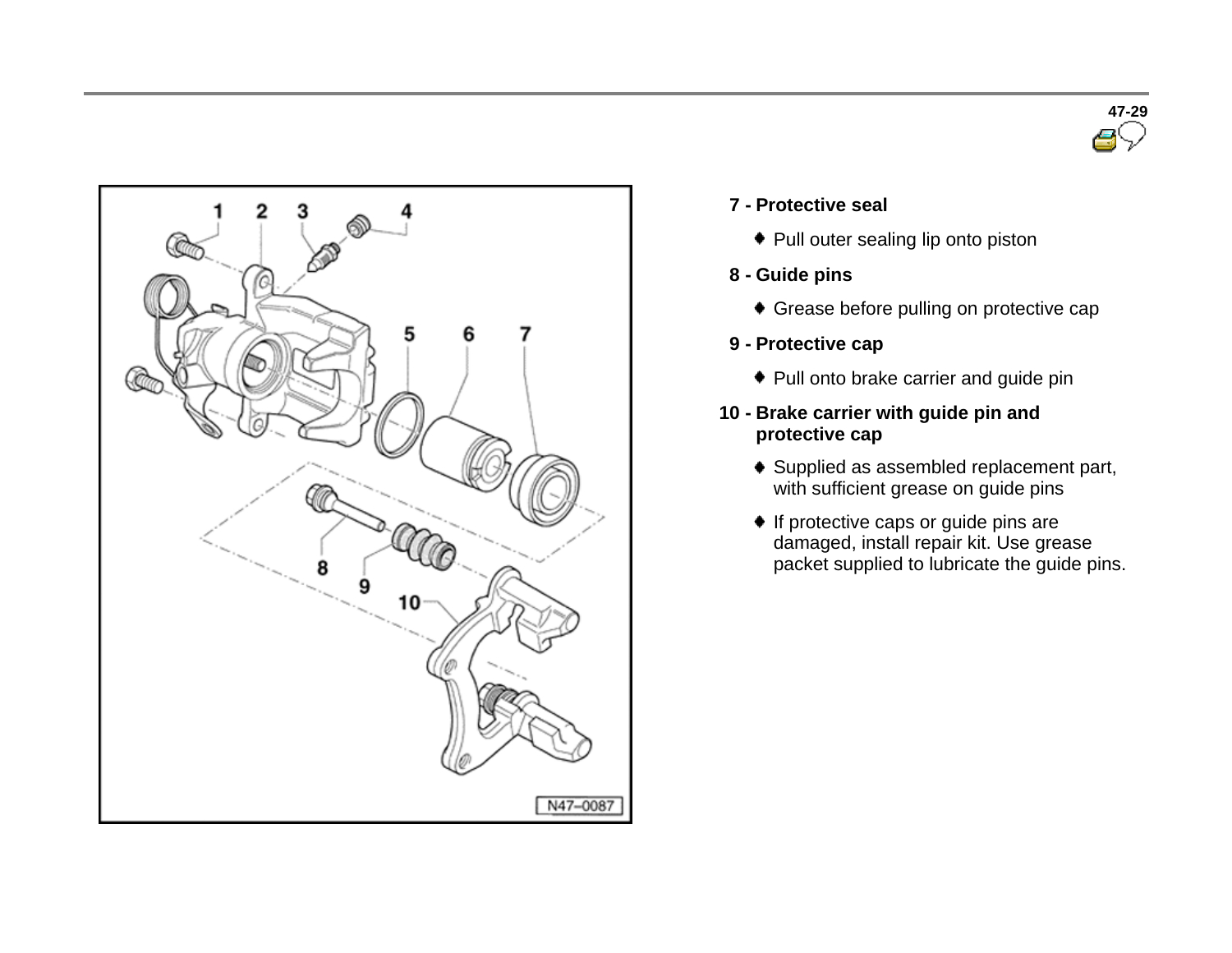7 - **Protective seal**

- Pull outer sealing lip onto piston

8 - **Guide pins**

- Grease before pulling on protective cap

9 - **Protective cap**

- Pull onto brake carrier and guide pin

10 - **Brake carrier with guide pin and protective cap**

- Supplied as assembled replacement part, with sufficient grease on guide pins
- If protective caps or guide pins are damaged, install repair kit. Use grease packet supplied to lubricate the guide pins.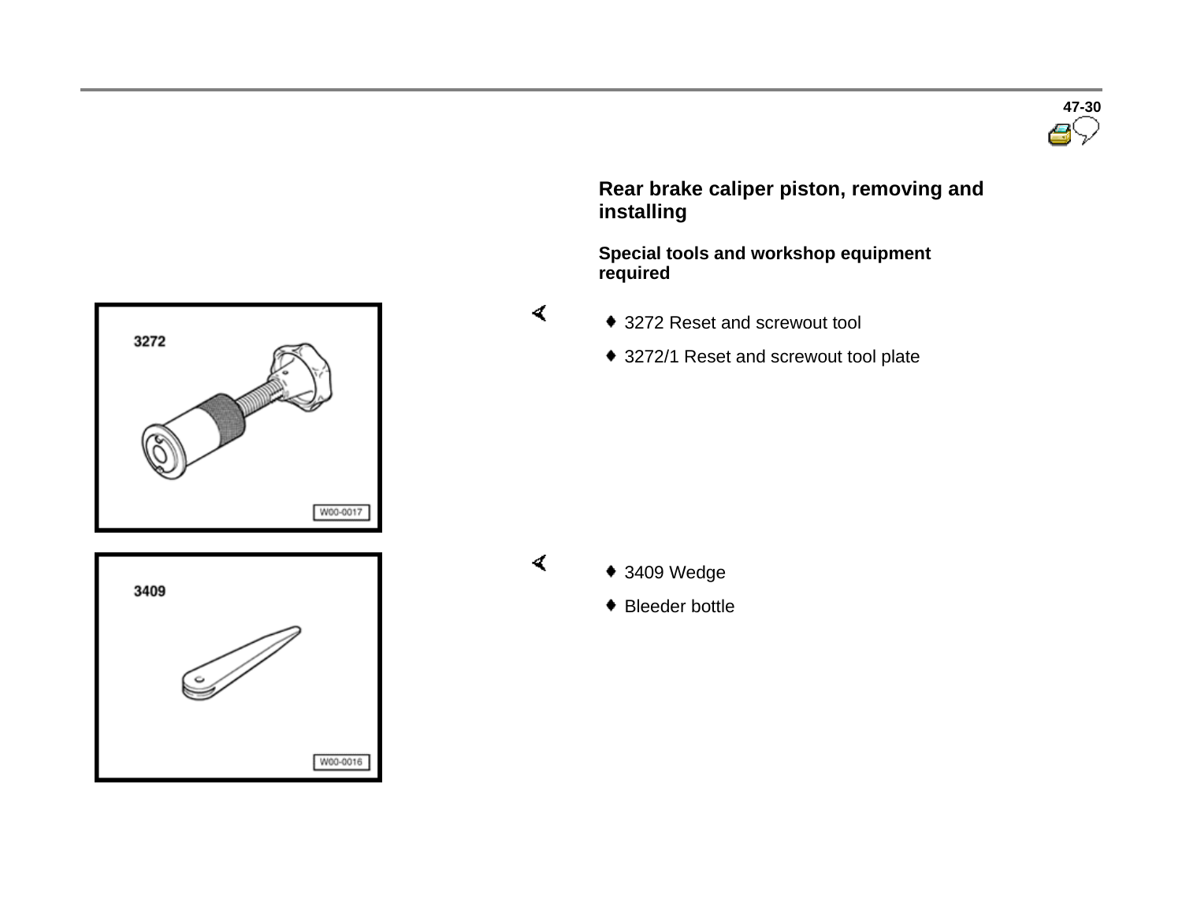## Rear brake caliper piston, removing and installing

### Special tools and workshop equipment required

- 3272 Reset and screwout tool
- 3272/1 Reset and screwout tool plate

- 3409 Wedge
- Bleeder bottle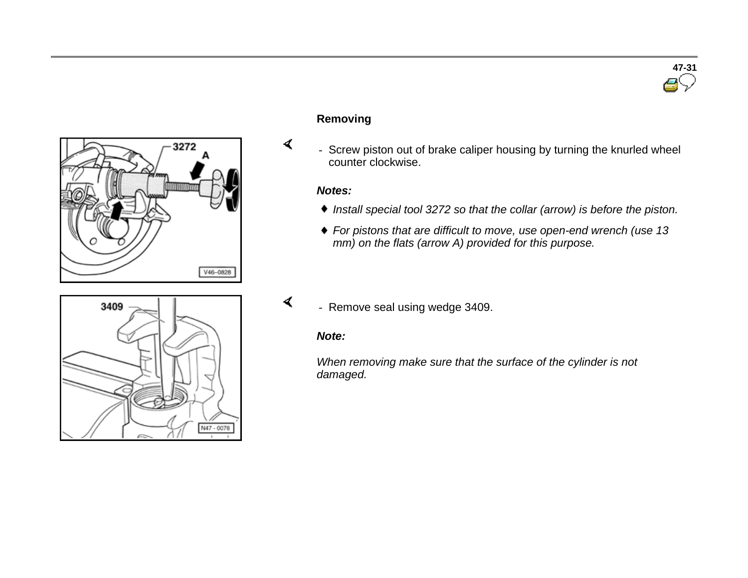**Removing**

- Screw piston out of brake caliper housing by turning the knurled wheel counter clockwise.

***Notes:***

- *Install special tool 3272 so that the collar (arrow) is before the piston.*
- *For pistons that are difficult to move, use open-end wrench (use 13 mm) on the flats (arrow A) provided for this purpose.*

- Remove seal using wedge 3409.

***Note:***

*When removing make sure that the surface of the cylinder is not damaged.*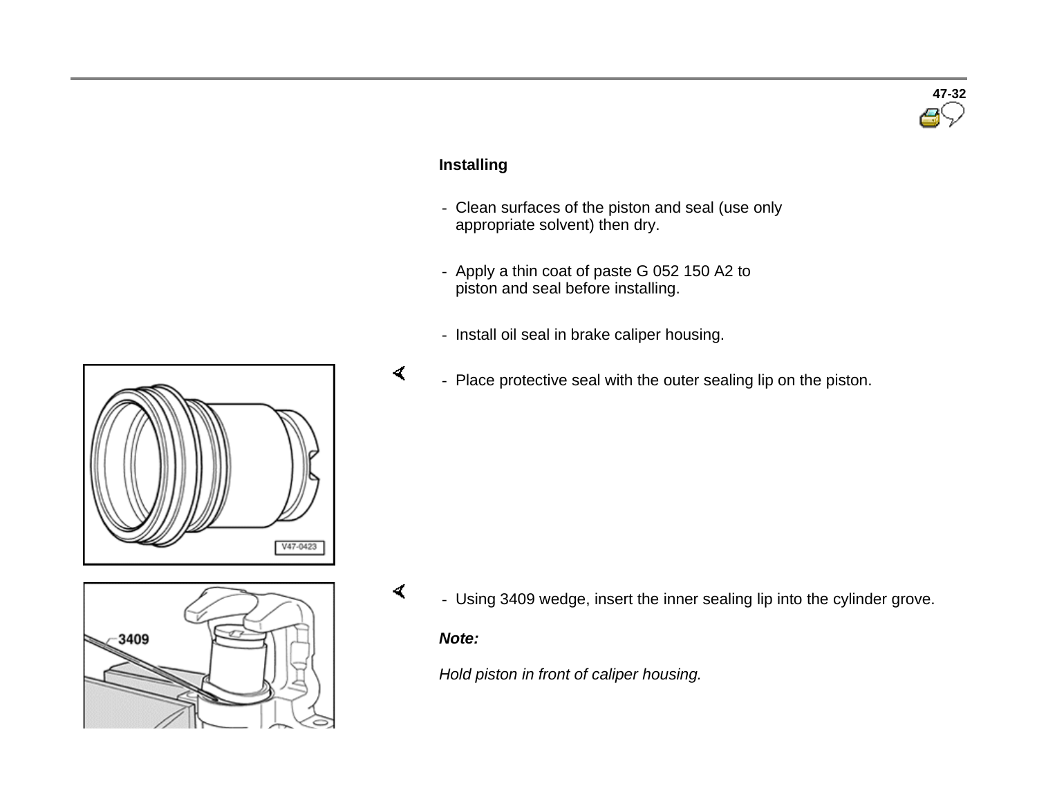## Installing

- Clean surfaces of the piston and seal (use only appropriate solvent) then dry.

- Apply a thin coat of paste G 052 150 A2 to piston and seal before installing.

- Install oil seal in brake caliper housing.

- Place protective seal with the outer sealing lip on the piston.

- Using 3409 wedge, insert the inner sealing lip into the cylinder grove.

***Note:***

*Hold piston in front of caliper housing.*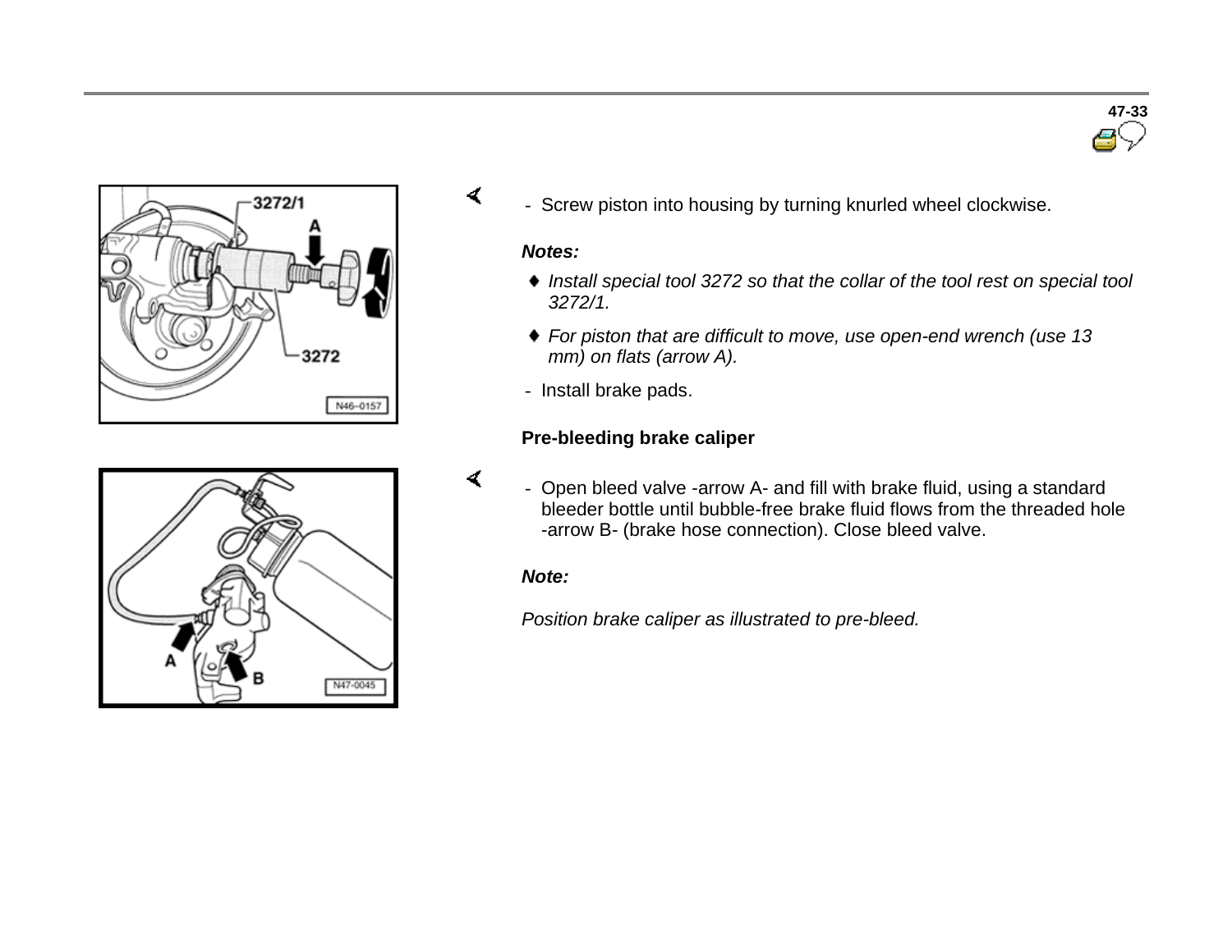- Screw piston into housing by turning knurled wheel clockwise.

*Notes:*

- *Install special tool 3272 so that the collar of the tool rest on special tool 3272/1.*
- *For piston that are difficult to move, use open-end wrench (use 13 mm) on flats (arrow A).*

- Install brake pads.

**Pre-bleeding brake caliper**

- Open bleed valve -arrow A- and fill with brake fluid, using a standard bleeder bottle until bubble-free brake fluid flows from the threaded hole -arrow B- (brake hose connection). Close bleed valve.

*Note:*

*Position brake caliper as illustrated to pre-bleed.*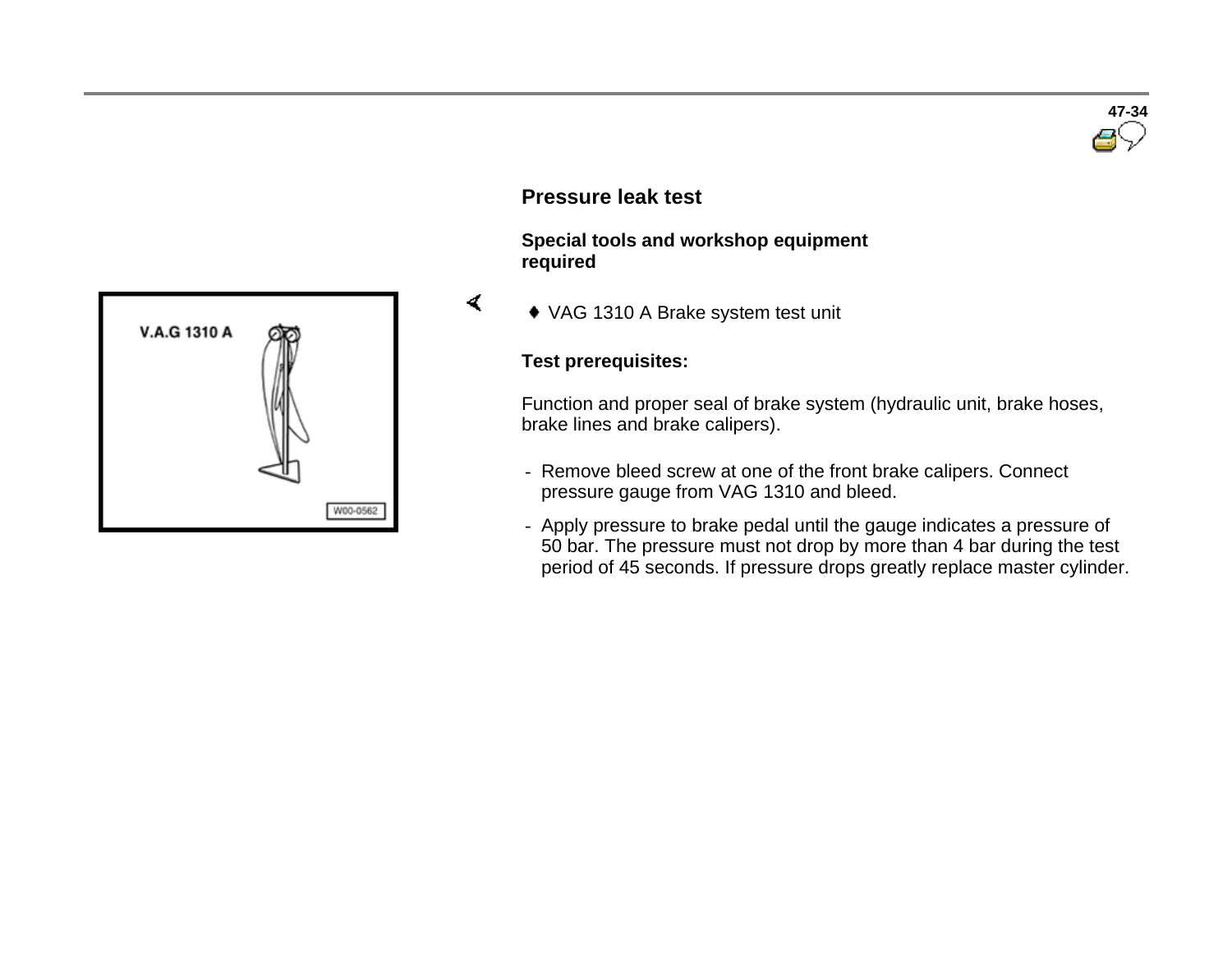## Pressure leak test

**Special tools and workshop equipment required**

- VAG 1310 A Brake system test unit

**Test prerequisites:**

Function and proper seal of brake system (hydraulic unit, brake hoses, brake lines and brake calipers).

- Remove bleed screw at one of the front brake calipers. Connect pressure gauge from VAG 1310 and bleed.
- Apply pressure to brake pedal until the gauge indicates a pressure of 50 bar. The pressure must not drop by more than 4 bar during the test period of 45 seconds. If pressure drops greatly replace master cylinder.